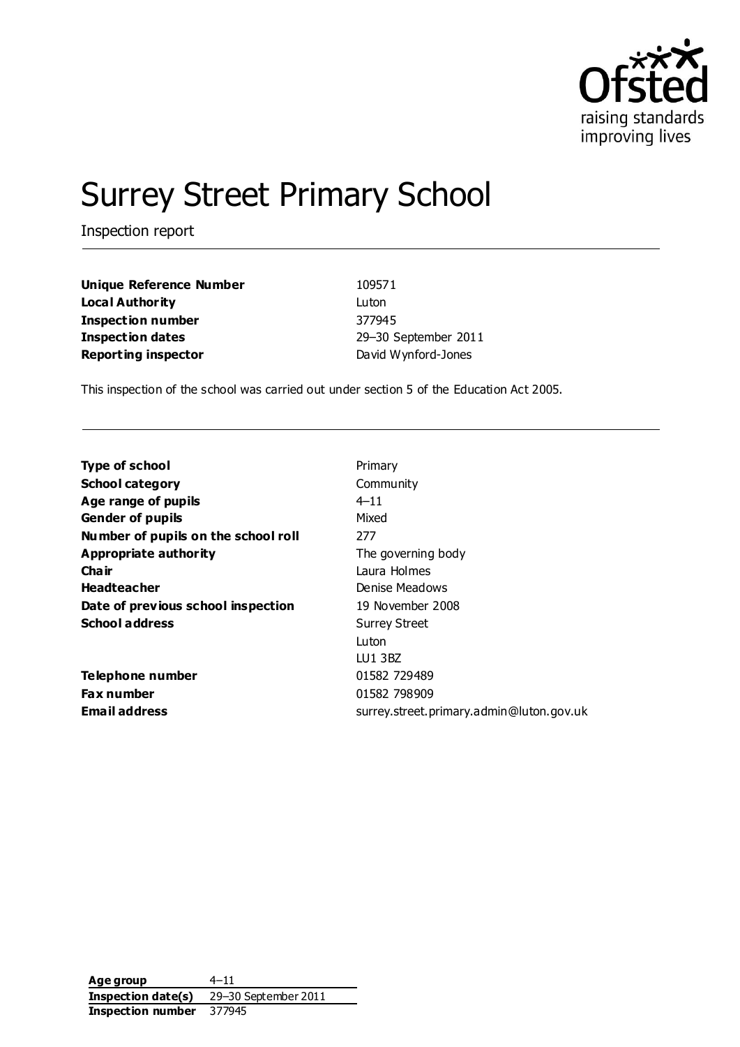# Surrey Street Primary School

Inspection report

| | |
|---|---|
| **Unique Reference Number** | 109571 |
| **Local Authority** | Luton |
| **Inspection number** | 377945 |
| **Inspection dates** | 29–30 September 2011 |
| **Reporting inspector** | David Wynford-Jones |

This inspection of the school was carried out under section 5 of the Education Act 2005.

| | |
|---|---|
| **Type of school** | Primary |
| **School category** | Community |
| **Age range of pupils** | 4–11 |
| **Gender of pupils** | Mixed |
| **Number of pupils on the school roll** | 277 |
| **Appropriate authority** | The governing body |
| **Chair** | Laura Holmes |
| **Headteacher** | Denise Meadows |
| **Date of previous school inspection** | 19 November 2008 |
| **School address** | Surrey Street<br>Luton<br>LU1 3BZ |
| **Telephone number** | 01582 729489 |
| **Fax number** | 01582 798909 |
| **Email address** | surrey.street.primary.admin@luton.gov.uk |

| | |
|---|---|
| **Age group** | 4–11 |
| **Inspection date(s)** | 29–30 September 2011 |
| **Inspection number** | 377945 |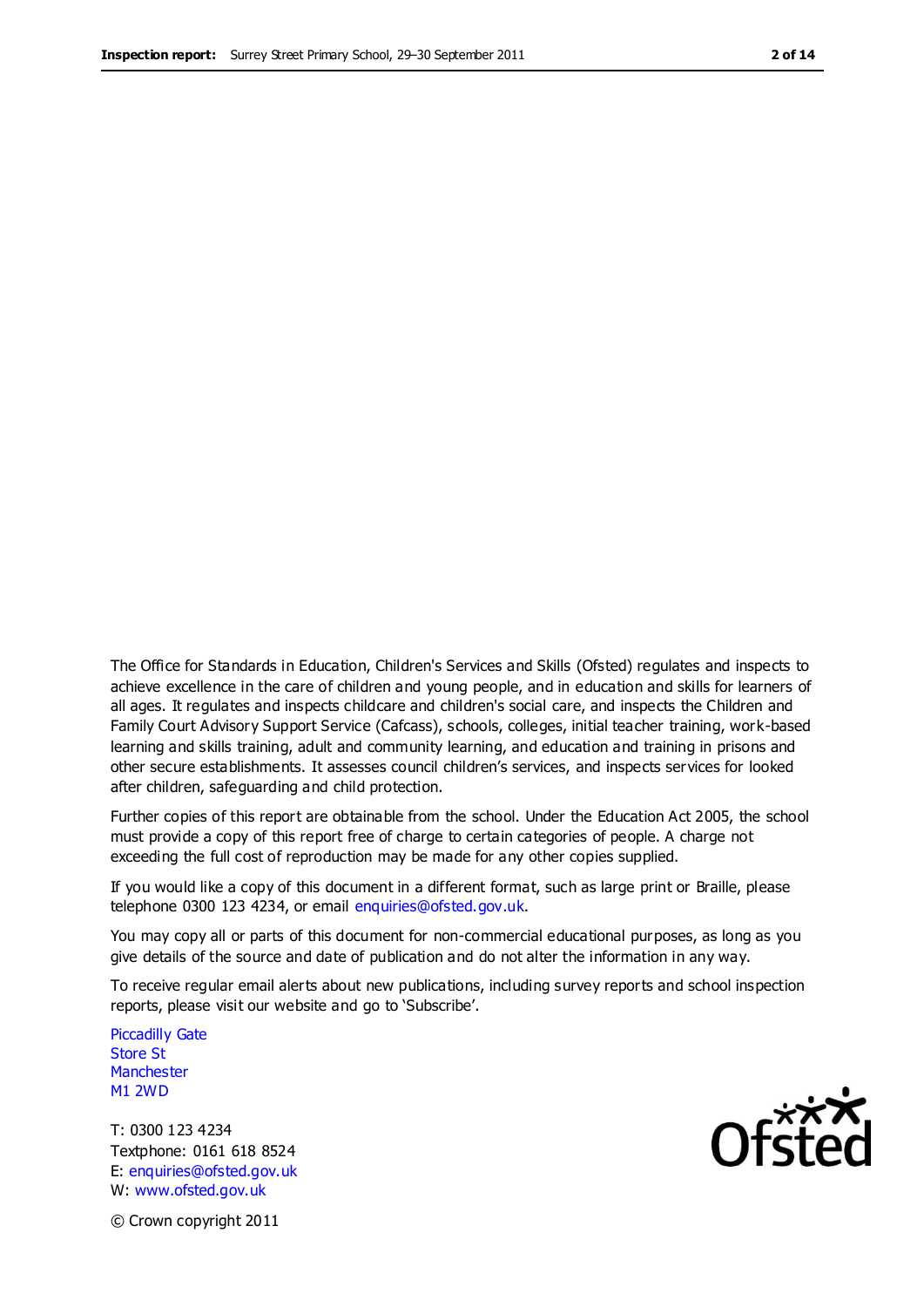The Office for Standards in Education, Children's Services and Skills (Ofsted) regulates and inspects to achieve excellence in the care of children and young people, and in education and skills for learners of all ages. It regulates and inspects childcare and children's social care, and inspects the Children and Family Court Advisory Support Service (Cafcass), schools, colleges, initial teacher training, work-based learning and skills training, adult and community learning, and education and training in prisons and other secure establishments. It assesses council children's services, and inspects services for looked after children, safeguarding and child protection.

Further copies of this report are obtainable from the school. Under the Education Act 2005, the school must provide a copy of this report free of charge to certain categories of people. A charge not exceeding the full cost of reproduction may be made for any other copies supplied.

If you would like a copy of this document in a different format, such as large print or Braille, please telephone 0300 123 4234, or email enquiries@ofsted.gov.uk.

You may copy all or parts of this document for non-commercial educational purposes, as long as you give details of the source and date of publication and do not alter the information in any way.

To receive regular email alerts about new publications, including survey reports and school inspection reports, please visit our website and go to 'Subscribe'.

Piccadilly Gate
Store St
Manchester
M1 2WD

T: 0300 123 4234
Textphone: 0161 618 8524
E: enquiries@ofsted.gov.uk
W: www.ofsted.gov.uk

© Crown copyright 2011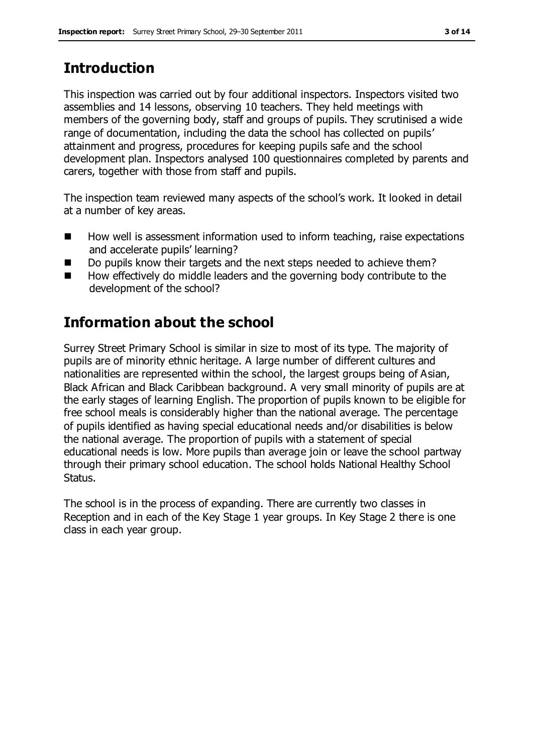# Introduction

This inspection was carried out by four additional inspectors. Inspectors visited two assemblies and 14 lessons, observing 10 teachers. They held meetings with members of the governing body, staff and groups of pupils. They scrutinised a wide range of documentation, including the data the school has collected on pupils' attainment and progress, procedures for keeping pupils safe and the school development plan. Inspectors analysed 100 questionnaires completed by parents and carers, together with those from staff and pupils.

The inspection team reviewed many aspects of the school's work. It looked in detail at a number of key areas.

- How well is assessment information used to inform teaching, raise expectations and accelerate pupils' learning?
- Do pupils know their targets and the next steps needed to achieve them?
- How effectively do middle leaders and the governing body contribute to the development of the school?

# Information about the school

Surrey Street Primary School is similar in size to most of its type. The majority of pupils are of minority ethnic heritage. A large number of different cultures and nationalities are represented within the school, the largest groups being of Asian, Black African and Black Caribbean background. A very small minority of pupils are at the early stages of learning English. The proportion of pupils known to be eligible for free school meals is considerably higher than the national average. The percentage of pupils identified as having special educational needs and/or disabilities is below the national average. The proportion of pupils with a statement of special educational needs is low. More pupils than average join or leave the school partway through their primary school education. The school holds National Healthy School Status.

The school is in the process of expanding. There are currently two classes in Reception and in each of the Key Stage 1 year groups. In Key Stage 2 there is one class in each year group.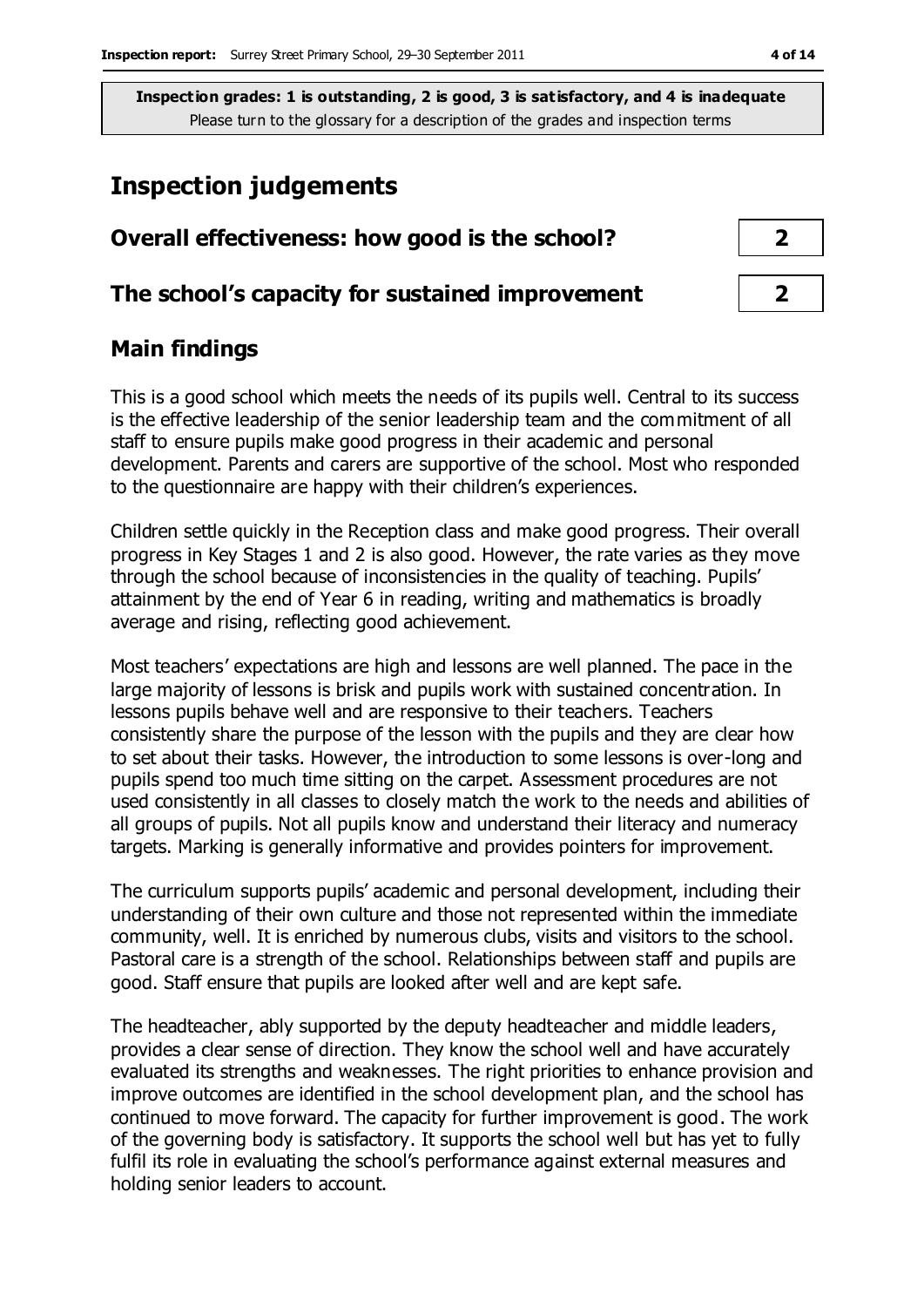**Inspection grades: 1 is outstanding, 2 is good, 3 is satisfactory, and 4 is inadequate**
Please turn to the glossary for a description of the grades and inspection terms

# Inspection judgements

| | |
|---|---|
| **Overall effectiveness: how good is the school?** | **2** |
| **The school's capacity for sustained improvement** | **2** |

## Main findings

This is a good school which meets the needs of its pupils well. Central to its success is the effective leadership of the senior leadership team and the commitment of all staff to ensure pupils make good progress in their academic and personal development. Parents and carers are supportive of the school. Most who responded to the questionnaire are happy with their children's experiences.

Children settle quickly in the Reception class and make good progress. Their overall progress in Key Stages 1 and 2 is also good. However, the rate varies as they move through the school because of inconsistencies in the quality of teaching. Pupils' attainment by the end of Year 6 in reading, writing and mathematics is broadly average and rising, reflecting good achievement.

Most teachers' expectations are high and lessons are well planned. The pace in the large majority of lessons is brisk and pupils work with sustained concentration. In lessons pupils behave well and are responsive to their teachers. Teachers consistently share the purpose of the lesson with the pupils and they are clear how to set about their tasks. However, the introduction to some lessons is over-long and pupils spend too much time sitting on the carpet. Assessment procedures are not used consistently in all classes to closely match the work to the needs and abilities of all groups of pupils. Not all pupils know and understand their literacy and numeracy targets. Marking is generally informative and provides pointers for improvement.

The curriculum supports pupils' academic and personal development, including their understanding of their own culture and those not represented within the immediate community, well. It is enriched by numerous clubs, visits and visitors to the school. Pastoral care is a strength of the school. Relationships between staff and pupils are good. Staff ensure that pupils are looked after well and are kept safe.

The headteacher, ably supported by the deputy headteacher and middle leaders, provides a clear sense of direction. They know the school well and have accurately evaluated its strengths and weaknesses. The right priorities to enhance provision and improve outcomes are identified in the school development plan, and the school has continued to move forward. The capacity for further improvement is good. The work of the governing body is satisfactory. It supports the school well but has yet to fully fulfil its role in evaluating the school's performance against external measures and holding senior leaders to account.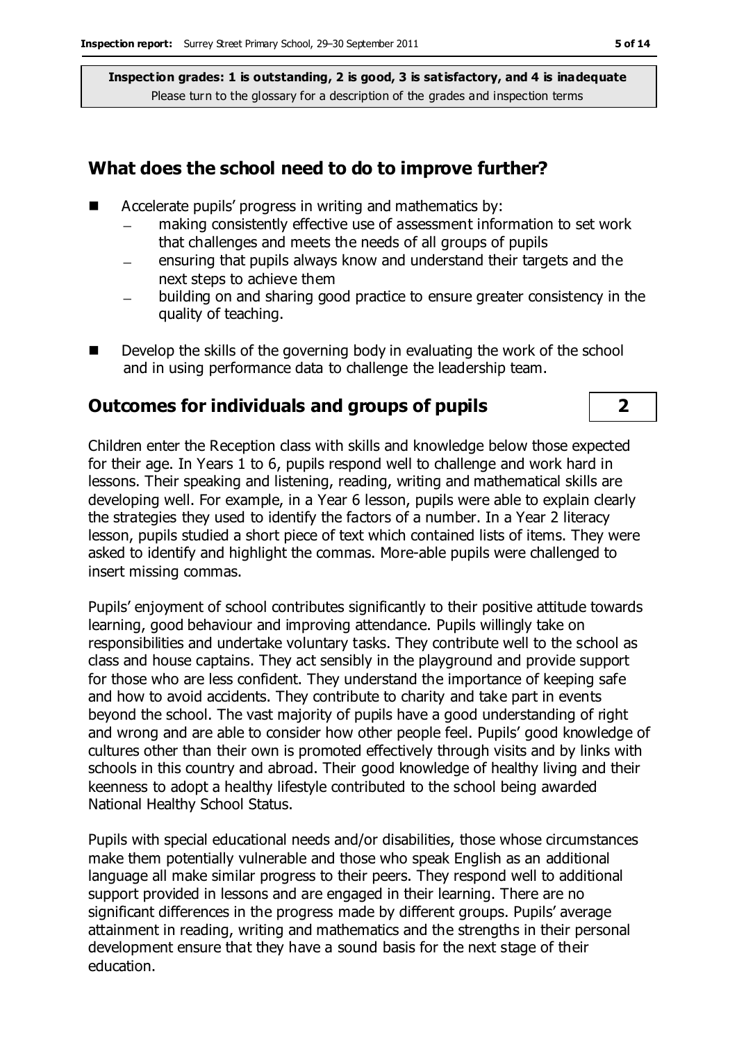**Inspection grades: 1 is outstanding, 2 is good, 3 is satisfactory, and 4 is inadequate**
Please turn to the glossary for a description of the grades and inspection terms

## What does the school need to do to improve further?

- Accelerate pupils' progress in writing and mathematics by:
  - making consistently effective use of assessment information to set work that challenges and meets the needs of all groups of pupils
  - ensuring that pupils always know and understand their targets and the next steps to achieve them
  - building on and sharing good practice to ensure greater consistency in the quality of teaching.
- Develop the skills of the governing body in evaluating the work of the school and in using performance data to challenge the leadership team.

## Outcomes for individuals and groups of pupils — 2

Children enter the Reception class with skills and knowledge below those expected for their age. In Years 1 to 6, pupils respond well to challenge and work hard in lessons. Their speaking and listening, reading, writing and mathematical skills are developing well. For example, in a Year 6 lesson, pupils were able to explain clearly the strategies they used to identify the factors of a number. In a Year 2 literacy lesson, pupils studied a short piece of text which contained lists of items. They were asked to identify and highlight the commas. More-able pupils were challenged to insert missing commas.

Pupils' enjoyment of school contributes significantly to their positive attitude towards learning, good behaviour and improving attendance. Pupils willingly take on responsibilities and undertake voluntary tasks. They contribute well to the school as class and house captains. They act sensibly in the playground and provide support for those who are less confident. They understand the importance of keeping safe and how to avoid accidents. They contribute to charity and take part in events beyond the school. The vast majority of pupils have a good understanding of right and wrong and are able to consider how other people feel. Pupils' good knowledge of cultures other than their own is promoted effectively through visits and by links with schools in this country and abroad. Their good knowledge of healthy living and their keenness to adopt a healthy lifestyle contributed to the school being awarded National Healthy School Status.

Pupils with special educational needs and/or disabilities, those whose circumstances make them potentially vulnerable and those who speak English as an additional language all make similar progress to their peers. They respond well to additional support provided in lessons and are engaged in their learning. There are no significant differences in the progress made by different groups. Pupils' average attainment in reading, writing and mathematics and the strengths in their personal development ensure that they have a sound basis for the next stage of their education.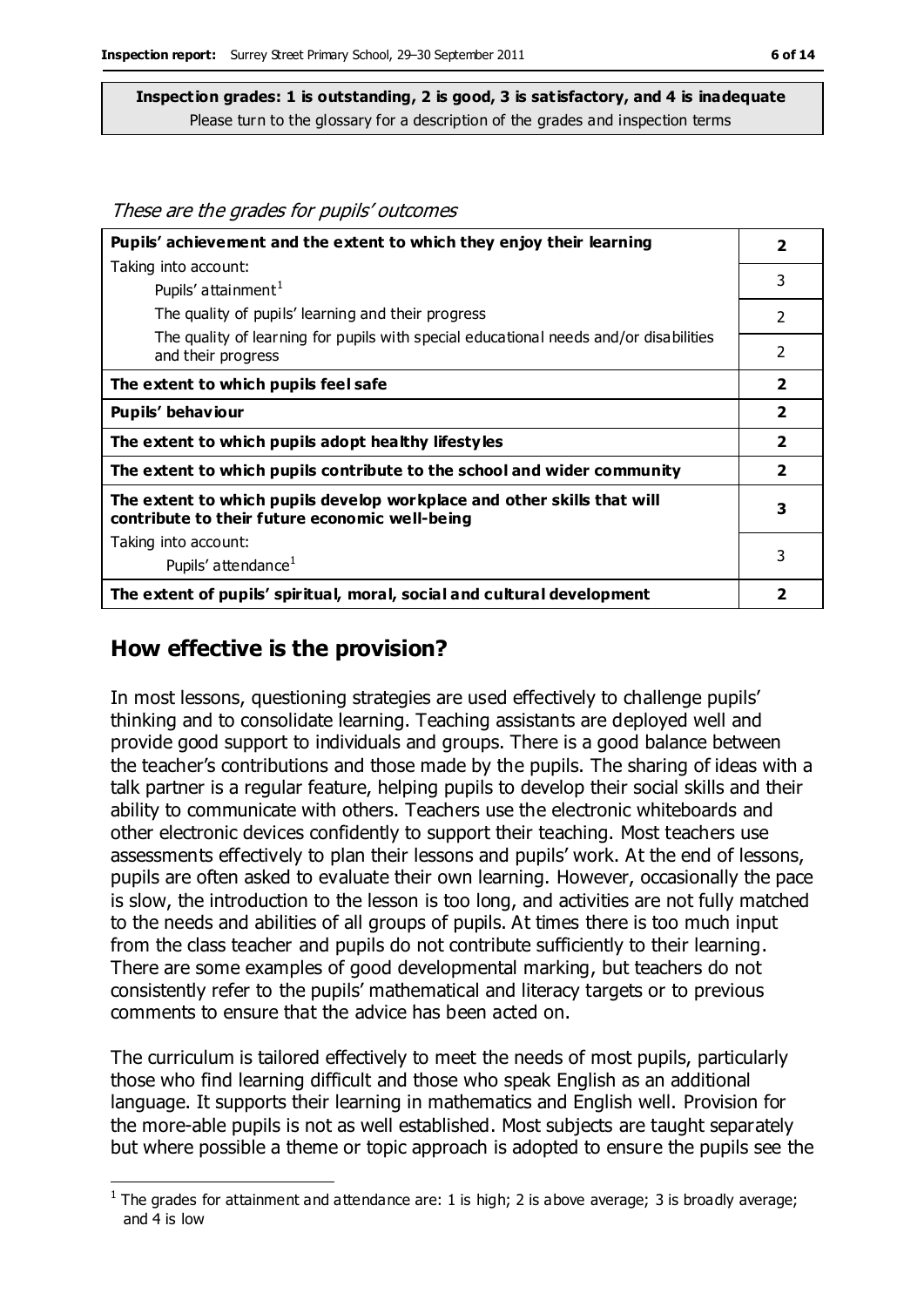**Inspection grades: 1 is outstanding, 2 is good, 3 is satisfactory, and 4 is inadequate**
Please turn to the glossary for a description of the grades and inspection terms

*These are the grades for pupils' outcomes*

| | |
|---|---|
| **Pupils' achievement and the extent to which they enjoy their learning** | **2** |
| Taking into account: Pupils' attainment[1] | 3 |
| The quality of pupils' learning and their progress | 2 |
| The quality of learning for pupils with special educational needs and/or disabilities and their progress | 2 |
| **The extent to which pupils feel safe** | **2** |
| **Pupils' behaviour** | **2** |
| **The extent to which pupils adopt healthy lifestyles** | **2** |
| **The extent to which pupils contribute to the school and wider community** | **2** |
| **The extent to which pupils develop workplace and other skills that will contribute to their future economic well-being** | **3** |
| Taking into account: Pupils' attendance[1] | 3 |
| **The extent of pupils' spiritual, moral, social and cultural development** | **2** |

## How effective is the provision?

In most lessons, questioning strategies are used effectively to challenge pupils' thinking and to consolidate learning. Teaching assistants are deployed well and provide good support to individuals and groups. There is a good balance between the teacher's contributions and those made by the pupils. The sharing of ideas with a talk partner is a regular feature, helping pupils to develop their social skills and their ability to communicate with others. Teachers use the electronic whiteboards and other electronic devices confidently to support their teaching. Most teachers use assessments effectively to plan their lessons and pupils' work. At the end of lessons, pupils are often asked to evaluate their own learning. However, occasionally the pace is slow, the introduction to the lesson is too long, and activities are not fully matched to the needs and abilities of all groups of pupils. At times there is too much input from the class teacher and pupils do not contribute sufficiently to their learning. There are some examples of good developmental marking, but teachers do not consistently refer to the pupils' mathematical and literacy targets or to previous comments to ensure that the advice has been acted on.

The curriculum is tailored effectively to meet the needs of most pupils, particularly those who find learning difficult and those who speak English as an additional language. It supports their learning in mathematics and English well. Provision for the more-able pupils is not as well established. Most subjects are taught separately but where possible a theme or topic approach is adopted to ensure the pupils see the

[1] The grades for attainment and attendance are: 1 is high; 2 is above average; 3 is broadly average; and 4 is low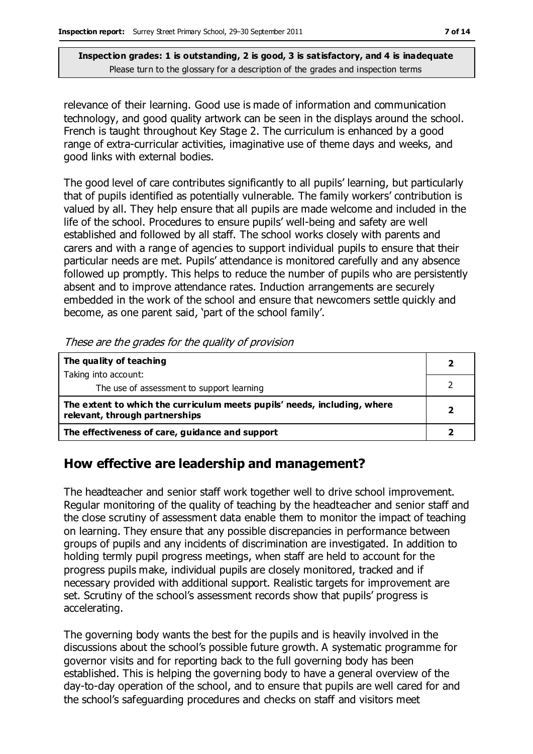**Inspection grades: 1 is outstanding, 2 is good, 3 is satisfactory, and 4 is inadequate**
Please turn to the glossary for a description of the grades and inspection terms

relevance of their learning. Good use is made of information and communication technology, and good quality artwork can be seen in the displays around the school. French is taught throughout Key Stage 2. The curriculum is enhanced by a good range of extra-curricular activities, imaginative use of theme days and weeks, and good links with external bodies.

The good level of care contributes significantly to all pupils' learning, but particularly that of pupils identified as potentially vulnerable. The family workers' contribution is valued by all. They help ensure that all pupils are made welcome and included in the life of the school. Procedures to ensure pupils' well-being and safety are well established and followed by all staff. The school works closely with parents and carers and with a range of agencies to support individual pupils to ensure that their particular needs are met. Pupils' attendance is monitored carefully and any absence followed up promptly. This helps to reduce the number of pupils who are persistently absent and to improve attendance rates. Induction arrangements are securely embedded in the work of the school and ensure that newcomers settle quickly and become, as one parent said, 'part of the school family'.

*These are the grades for the quality of provision*

| | |
|---|---|
| **The quality of teaching**<br>Taking into account:<br>The use of assessment to support learning | **2**<br><br>2 |
| **The extent to which the curriculum meets pupils' needs, including, where relevant, through partnerships** | **2** |
| **The effectiveness of care, guidance and support** | **2** |

## How effective are leadership and management?

The headteacher and senior staff work together well to drive school improvement. Regular monitoring of the quality of teaching by the headteacher and senior staff and the close scrutiny of assessment data enable them to monitor the impact of teaching on learning. They ensure that any possible discrepancies in performance between groups of pupils and any incidents of discrimination are investigated. In addition to holding termly pupil progress meetings, when staff are held to account for the progress pupils make, individual pupils are closely monitored, tracked and if necessary provided with additional support. Realistic targets for improvement are set. Scrutiny of the school's assessment records show that pupils' progress is accelerating.

The governing body wants the best for the pupils and is heavily involved in the discussions about the school's possible future growth. A systematic programme for governor visits and for reporting back to the full governing body has been established. This is helping the governing body to have a general overview of the day-to-day operation of the school, and to ensure that pupils are well cared for and the school's safeguarding procedures and checks on staff and visitors meet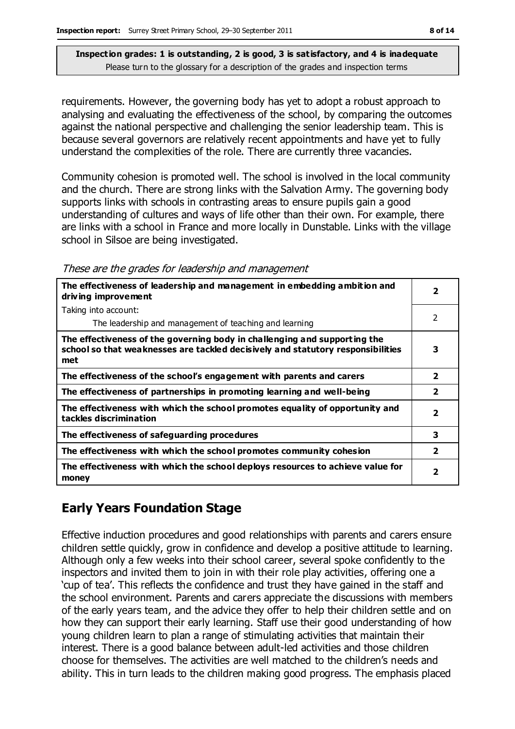**Inspection grades: 1 is outstanding, 2 is good, 3 is satisfactory, and 4 is inadequate**
Please turn to the glossary for a description of the grades and inspection terms

requirements. However, the governing body has yet to adopt a robust approach to analysing and evaluating the effectiveness of the school, by comparing the outcomes against the national perspective and challenging the senior leadership team. This is because several governors are relatively recent appointments and have yet to fully understand the complexities of the role. There are currently three vacancies.

Community cohesion is promoted well. The school is involved in the local community and the church. There are strong links with the Salvation Army. The governing body supports links with schools in contrasting areas to ensure pupils gain a good understanding of cultures and ways of life other than their own. For example, there are links with a school in France and more locally in Dunstable. Links with the village school in Silsoe are being investigated.

*These are the grades for leadership and management*

| | |
|---|---|
| **The effectiveness of leadership and management in embedding ambition and driving improvement** | **2** |
| Taking into account:<br>The leadership and management of teaching and learning | 2 |
| **The effectiveness of the governing body in challenging and supporting the school so that weaknesses are tackled decisively and statutory responsibilities met** | **3** |
| **The effectiveness of the school's engagement with parents and carers** | **2** |
| **The effectiveness of partnerships in promoting learning and well-being** | **2** |
| **The effectiveness with which the school promotes equality of opportunity and tackles discrimination** | **2** |
| **The effectiveness of safeguarding procedures** | **3** |
| **The effectiveness with which the school promotes community cohesion** | **2** |
| **The effectiveness with which the school deploys resources to achieve value for money** | **2** |

## Early Years Foundation Stage

Effective induction procedures and good relationships with parents and carers ensure children settle quickly, grow in confidence and develop a positive attitude to learning. Although only a few weeks into their school career, several spoke confidently to the inspectors and invited them to join in with their role play activities, offering one a 'cup of tea'. This reflects the confidence and trust they have gained in the staff and the school environment. Parents and carers appreciate the discussions with members of the early years team, and the advice they offer to help their children settle and on how they can support their early learning. Staff use their good understanding of how young children learn to plan a range of stimulating activities that maintain their interest. There is a good balance between adult-led activities and those children choose for themselves. The activities are well matched to the children's needs and ability. This in turn leads to the children making good progress. The emphasis placed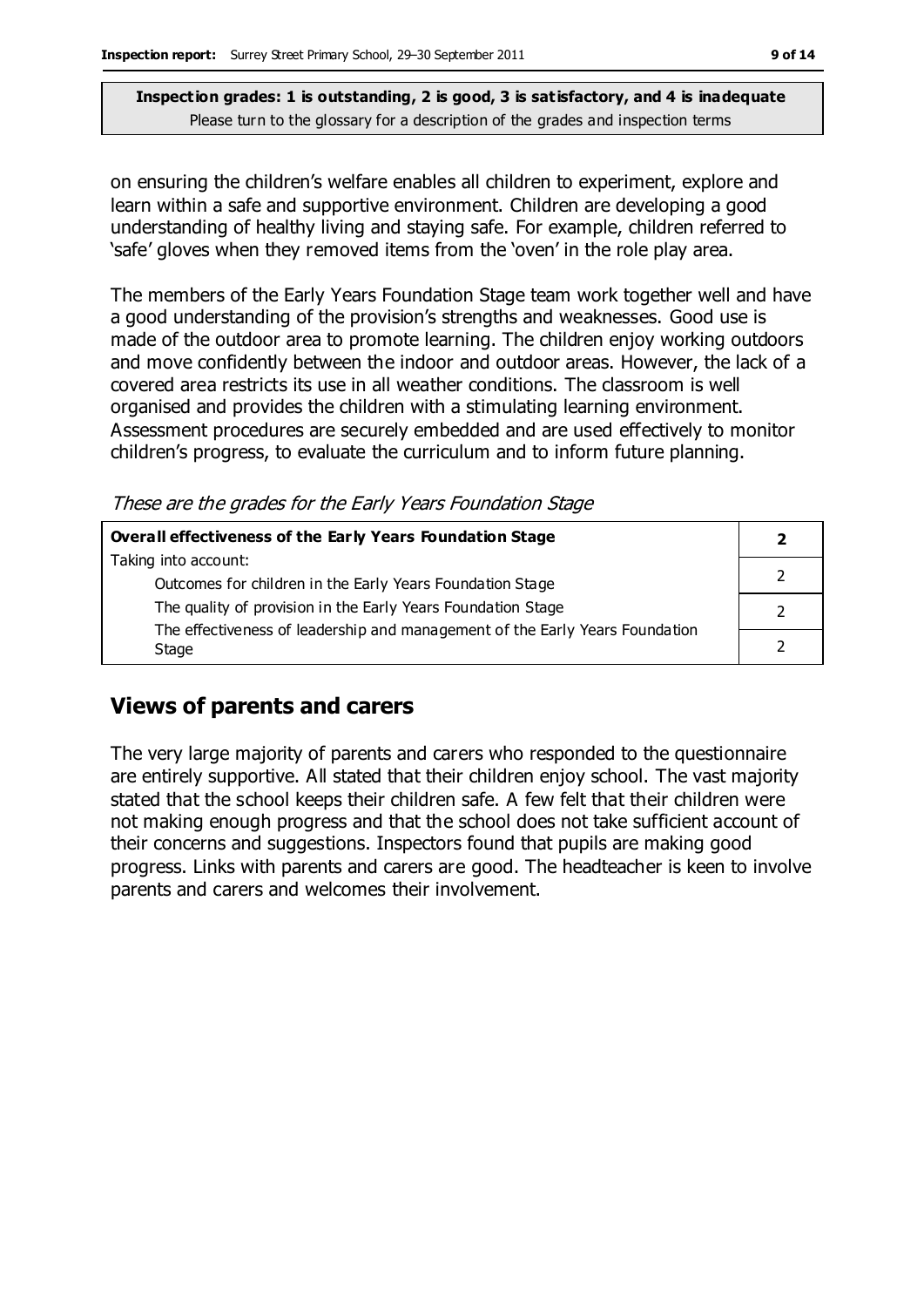**Inspection grades: 1 is outstanding, 2 is good, 3 is satisfactory, and 4 is inadequate**
Please turn to the glossary for a description of the grades and inspection terms

on ensuring the children's welfare enables all children to experiment, explore and learn within a safe and supportive environment. Children are developing a good understanding of healthy living and staying safe. For example, children referred to 'safe' gloves when they removed items from the 'oven' in the role play area.

The members of the Early Years Foundation Stage team work together well and have a good understanding of the provision's strengths and weaknesses. Good use is made of the outdoor area to promote learning. The children enjoy working outdoors and move confidently between the indoor and outdoor areas. However, the lack of a covered area restricts its use in all weather conditions. The classroom is well organised and provides the children with a stimulating learning environment. Assessment procedures are securely embedded and are used effectively to monitor children's progress, to evaluate the curriculum and to inform future planning.

*These are the grades for the Early Years Foundation Stage*

| **Overall effectiveness of the Early Years Foundation Stage** | **2** |
|---|---|
| Taking into account:<br>Outcomes for children in the Early Years Foundation Stage | 2 |
| The quality of provision in the Early Years Foundation Stage | 2 |
| The effectiveness of leadership and management of the Early Years Foundation Stage | 2 |

## Views of parents and carers

The very large majority of parents and carers who responded to the questionnaire are entirely supportive. All stated that their children enjoy school. The vast majority stated that the school keeps their children safe. A few felt that their children were not making enough progress and that the school does not take sufficient account of their concerns and suggestions. Inspectors found that pupils are making good progress. Links with parents and carers are good. The headteacher is keen to involve parents and carers and welcomes their involvement.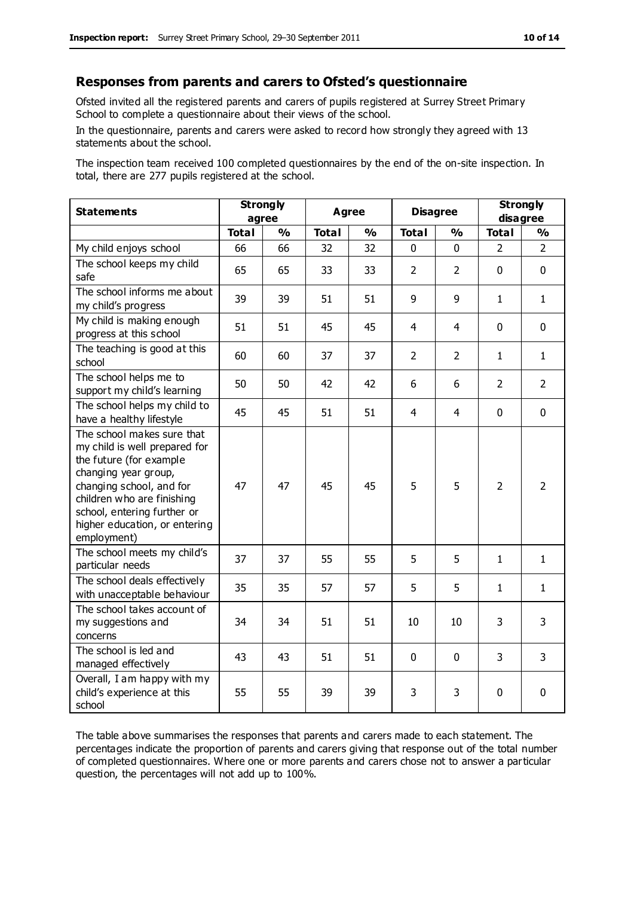## Responses from parents and carers to Ofsted's questionnaire

Ofsted invited all the registered parents and carers of pupils registered at Surrey Street Primary School to complete a questionnaire about their views of the school.

In the questionnaire, parents and carers were asked to record how strongly they agreed with 13 statements about the school.

The inspection team received 100 completed questionnaires by the end of the on-site inspection. In total, there are 277 pupils registered at the school.

| Statements | Strongly agree | | Agree | | Disagree | | Strongly disagree | |
|---|---|---|---|---|---|---|---|---|
| | Total | % | Total | % | Total | % | Total | % |
| My child enjoys school | 66 | 66 | 32 | 32 | 0 | 0 | 2 | 2 |
| The school keeps my child safe | 65 | 65 | 33 | 33 | 2 | 2 | 0 | 0 |
| The school informs me about my child's progress | 39 | 39 | 51 | 51 | 9 | 9 | 1 | 1 |
| My child is making enough progress at this school | 51 | 51 | 45 | 45 | 4 | 4 | 0 | 0 |
| The teaching is good at this school | 60 | 60 | 37 | 37 | 2 | 2 | 1 | 1 |
| The school helps me to support my child's learning | 50 | 50 | 42 | 42 | 6 | 6 | 2 | 2 |
| The school helps my child to have a healthy lifestyle | 45 | 45 | 51 | 51 | 4 | 4 | 0 | 0 |
| The school makes sure that my child is well prepared for the future (for example changing year group, changing school, and for children who are finishing school, entering further or higher education, or entering employment) | 47 | 47 | 45 | 45 | 5 | 5 | 2 | 2 |
| The school meets my child's particular needs | 37 | 37 | 55 | 55 | 5 | 5 | 1 | 1 |
| The school deals effectively with unacceptable behaviour | 35 | 35 | 57 | 57 | 5 | 5 | 1 | 1 |
| The school takes account of my suggestions and concerns | 34 | 34 | 51 | 51 | 10 | 10 | 3 | 3 |
| The school is led and managed effectively | 43 | 43 | 51 | 51 | 0 | 0 | 3 | 3 |
| Overall, I am happy with my child's experience at this school | 55 | 55 | 39 | 39 | 3 | 3 | 0 | 0 |

The table above summarises the responses that parents and carers made to each statement. The percentages indicate the proportion of parents and carers giving that response out of the total number of completed questionnaires. Where one or more parents and carers chose not to answer a particular question, the percentages will not add up to 100%.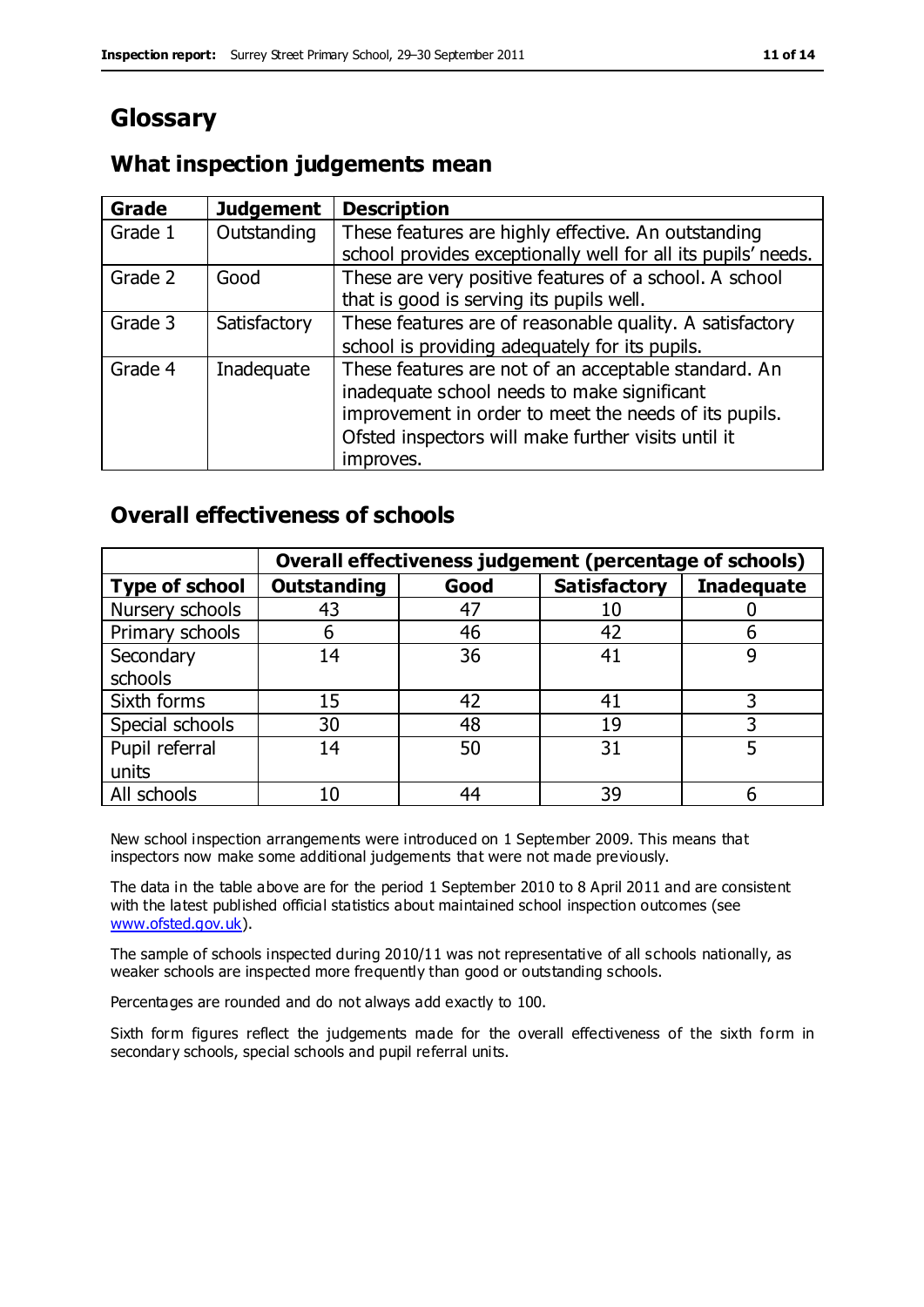# Glossary

## What inspection judgements mean

| Grade | Judgement | Description |
|---|---|---|
| Grade 1 | Outstanding | These features are highly effective. An outstanding school provides exceptionally well for all its pupils' needs. |
| Grade 2 | Good | These are very positive features of a school. A school that is good is serving its pupils well. |
| Grade 3 | Satisfactory | These features are of reasonable quality. A satisfactory school is providing adequately for its pupils. |
| Grade 4 | Inadequate | These features are not of an acceptable standard. An inadequate school needs to make significant improvement in order to meet the needs of its pupils. Ofsted inspectors will make further visits until it improves. |

## Overall effectiveness of schools

| | Overall effectiveness judgement (percentage of schools) | | | |
|---|---|---|---|---|
| **Type of school** | **Outstanding** | **Good** | **Satisfactory** | **Inadequate** |
| Nursery schools | 43 | 47 | 10 | 0 |
| Primary schools | 6 | 46 | 42 | 6 |
| Secondary schools | 14 | 36 | 41 | 9 |
| Sixth forms | 15 | 42 | 41 | 3 |
| Special schools | 30 | 48 | 19 | 3 |
| Pupil referral units | 14 | 50 | 31 | 5 |
| All schools | 10 | 44 | 39 | 6 |

New school inspection arrangements were introduced on 1 September 2009. This means that inspectors now make some additional judgements that were not made previously.

The data in the table above are for the period 1 September 2010 to 8 April 2011 and are consistent with the latest published official statistics about maintained school inspection outcomes (see www.ofsted.gov.uk).

The sample of schools inspected during 2010/11 was not representative of all schools nationally, as weaker schools are inspected more frequently than good or outstanding schools.

Percentages are rounded and do not always add exactly to 100.

Sixth form figures reflect the judgements made for the overall effectiveness of the sixth form in secondary schools, special schools and pupil referral units.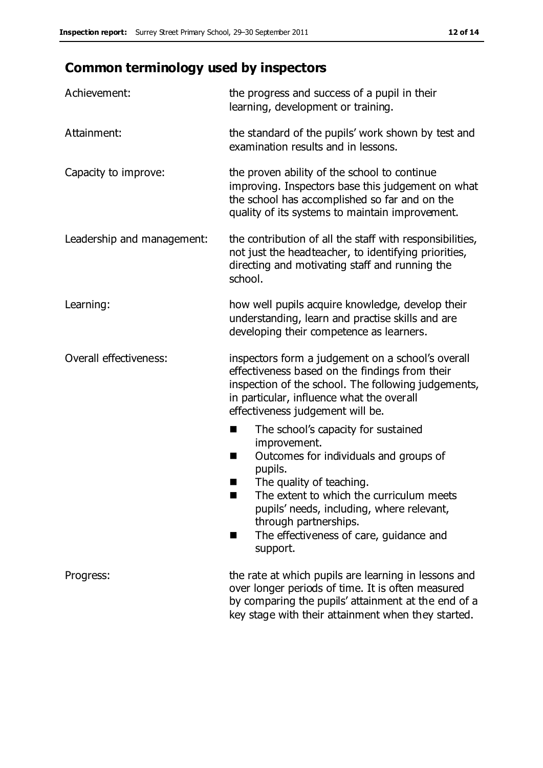## Common terminology used by inspectors

| | |
|---|---|
| Achievement: | the progress and success of a pupil in their learning, development or training. |
| Attainment: | the standard of the pupils' work shown by test and examination results and in lessons. |
| Capacity to improve: | the proven ability of the school to continue improving. Inspectors base this judgement on what the school has accomplished so far and on the quality of its systems to maintain improvement. |
| Leadership and management: | the contribution of all the staff with responsibilities, not just the headteacher, to identifying priorities, directing and motivating staff and running the school. |
| Learning: | how well pupils acquire knowledge, develop their understanding, learn and practise skills and are developing their competence as learners. |
| Overall effectiveness: | inspectors form a judgement on a school's overall effectiveness based on the findings from their inspection of the school. The following judgements, in particular, influence what the overall effectiveness judgement will be.<br>■ The school's capacity for sustained improvement.<br>■ Outcomes for individuals and groups of pupils.<br>■ The quality of teaching.<br>■ The extent to which the curriculum meets pupils' needs, including, where relevant, through partnerships.<br>■ The effectiveness of care, guidance and support. |
| Progress: | the rate at which pupils are learning in lessons and over longer periods of time. It is often measured by comparing the pupils' attainment at the end of a key stage with their attainment when they started. |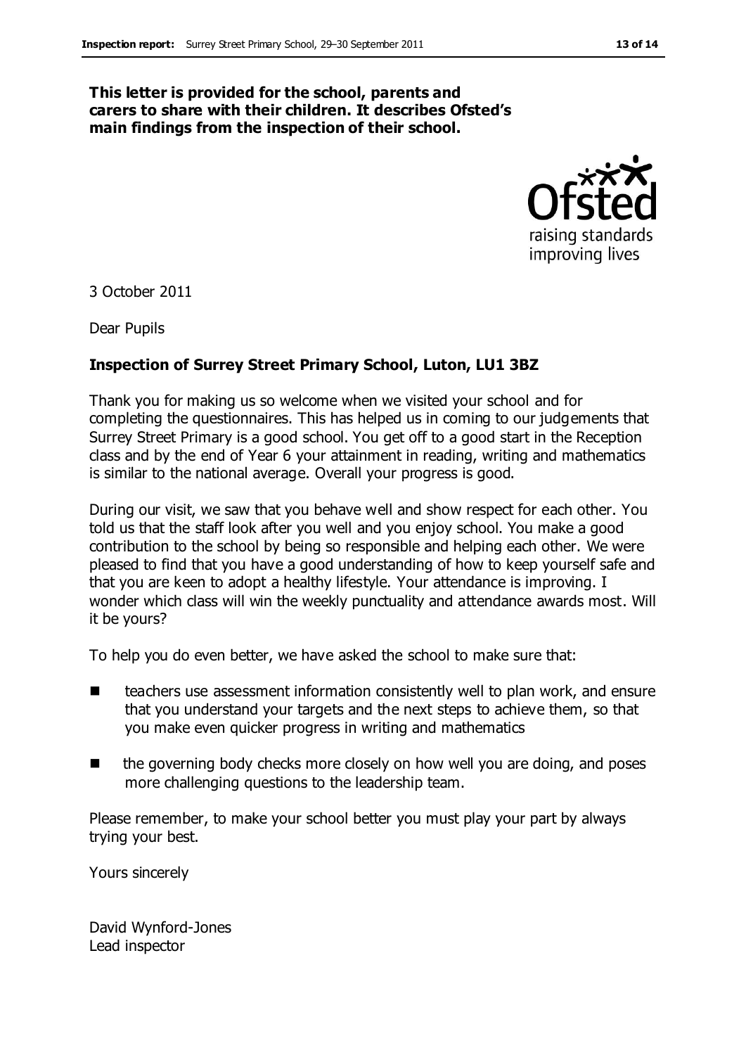**This letter is provided for the school, parents and carers to share with their children. It describes Ofsted's main findings from the inspection of their school.**

3 October 2011

Dear Pupils

**Inspection of Surrey Street Primary School, Luton, LU1 3BZ**

Thank you for making us so welcome when we visited your school and for completing the questionnaires. This has helped us in coming to our judgements that Surrey Street Primary is a good school. You get off to a good start in the Reception class and by the end of Year 6 your attainment in reading, writing and mathematics is similar to the national average. Overall your progress is good.

During our visit, we saw that you behave well and show respect for each other. You told us that the staff look after you well and you enjoy school. You make a good contribution to the school by being so responsible and helping each other. We were pleased to find that you have a good understanding of how to keep yourself safe and that you are keen to adopt a healthy lifestyle. Your attendance is improving. I wonder which class will win the weekly punctuality and attendance awards most. Will it be yours?

To help you do even better, we have asked the school to make sure that:

- teachers use assessment information consistently well to plan work, and ensure that you understand your targets and the next steps to achieve them, so that you make even quicker progress in writing and mathematics
- the governing body checks more closely on how well you are doing, and poses more challenging questions to the leadership team.

Please remember, to make your school better you must play your part by always trying your best.

Yours sincerely

David Wynford-Jones
Lead inspector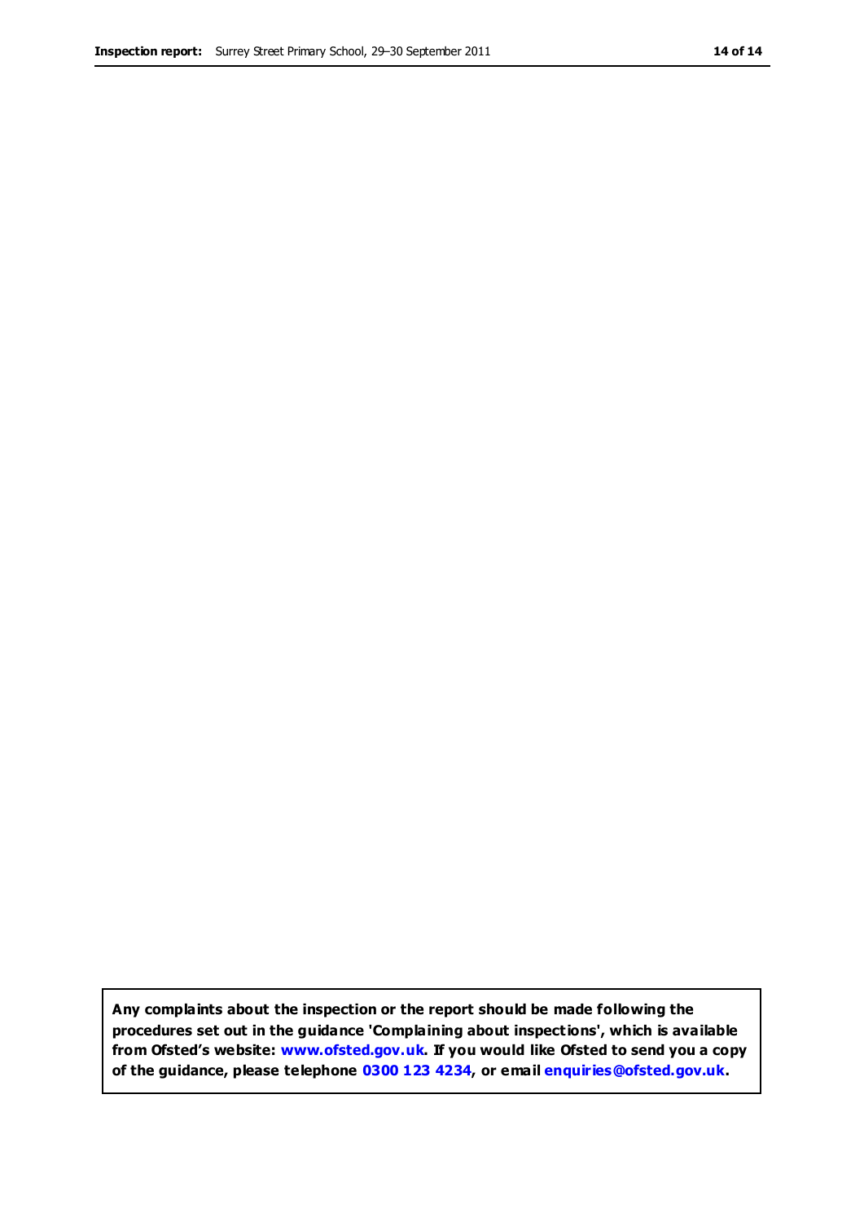**Any complaints about the inspection or the report should be made following the procedures set out in the guidance 'Complaining about inspections', which is available from Ofsted's website: www.ofsted.gov.uk. If you would like Ofsted to send you a copy of the guidance, please telephone 0300 123 4234, or email enquiries@ofsted.gov.uk.**